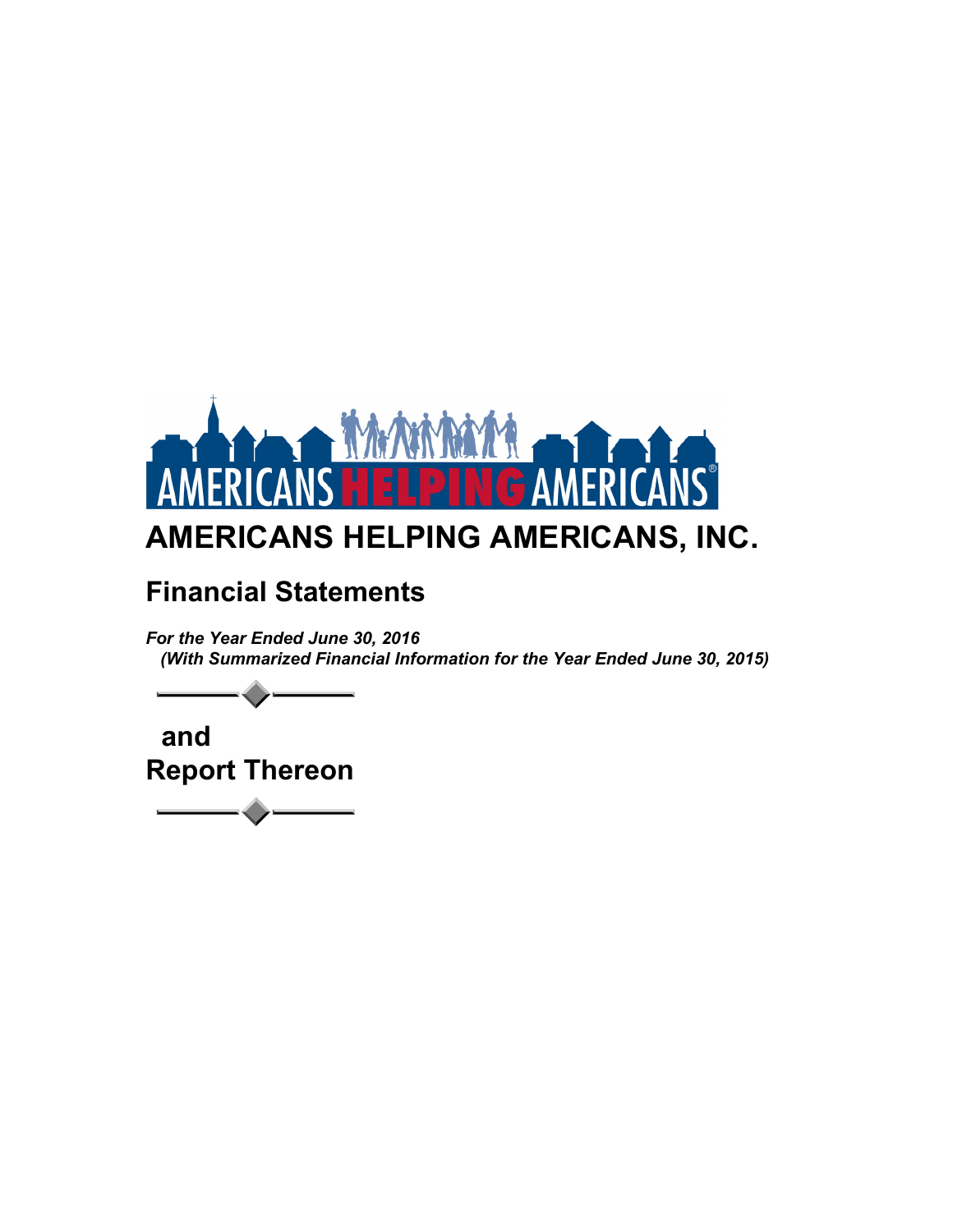# AMERICANS HELPING AMERICANS, INC.

## Financial Statements

***For the Year Ended June 30, 2016***
***(With Summarized Financial Information for the Year Ended June 30, 2015)***

**and**
**Report Thereon**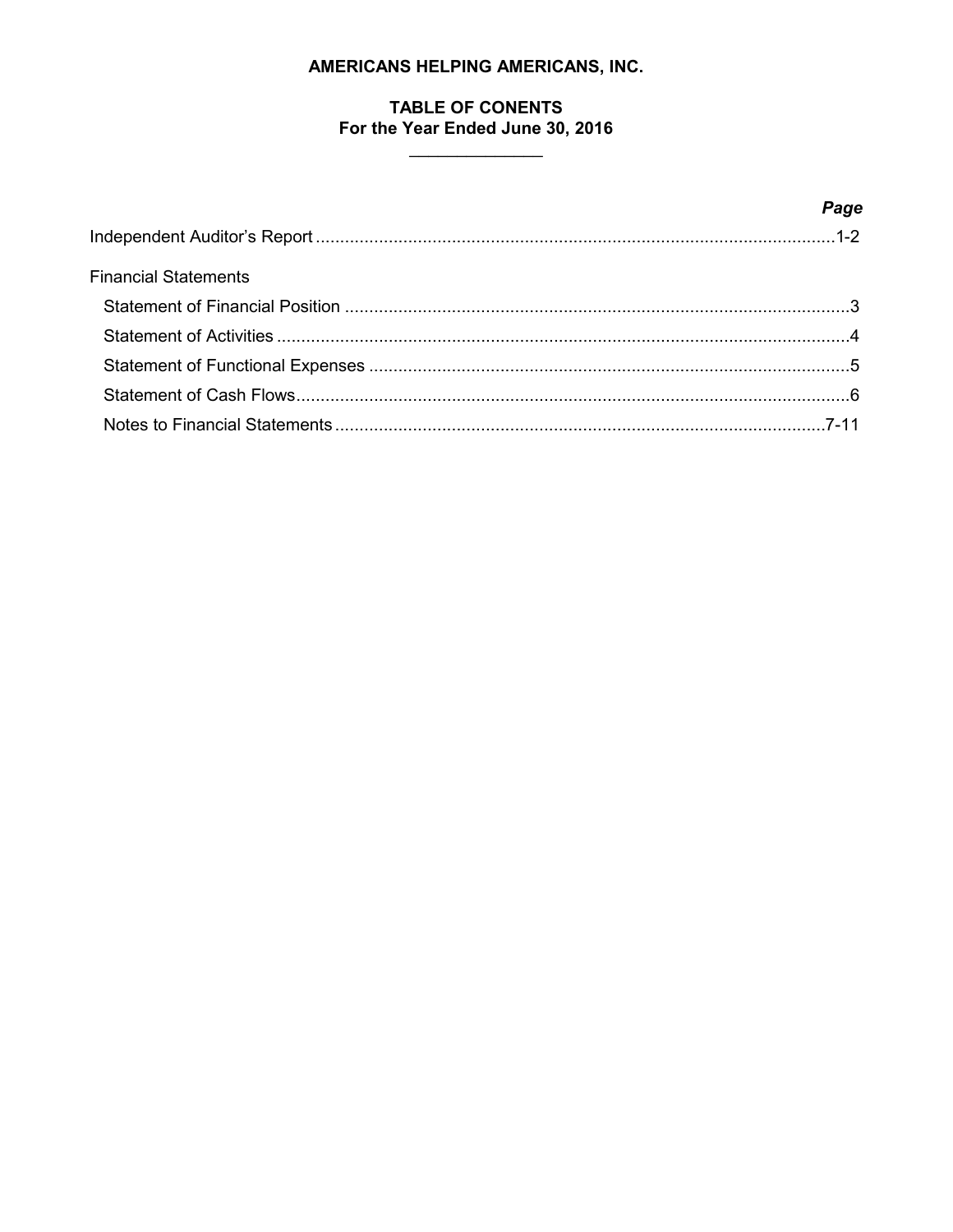# AMERICANS HELPING AMERICANS, INC.

## TABLE OF CONENTS
## For the Year Ended June 30, 2016

| | *Page* |
|---|---|
| Independent Auditor's Report | 1-2 |
| Financial Statements | |
| Statement of Financial Position | 3 |
| Statement of Activities | 4 |
| Statement of Functional Expenses | 5 |
| Statement of Cash Flows | 6 |
| Notes to Financial Statements | 7-11 |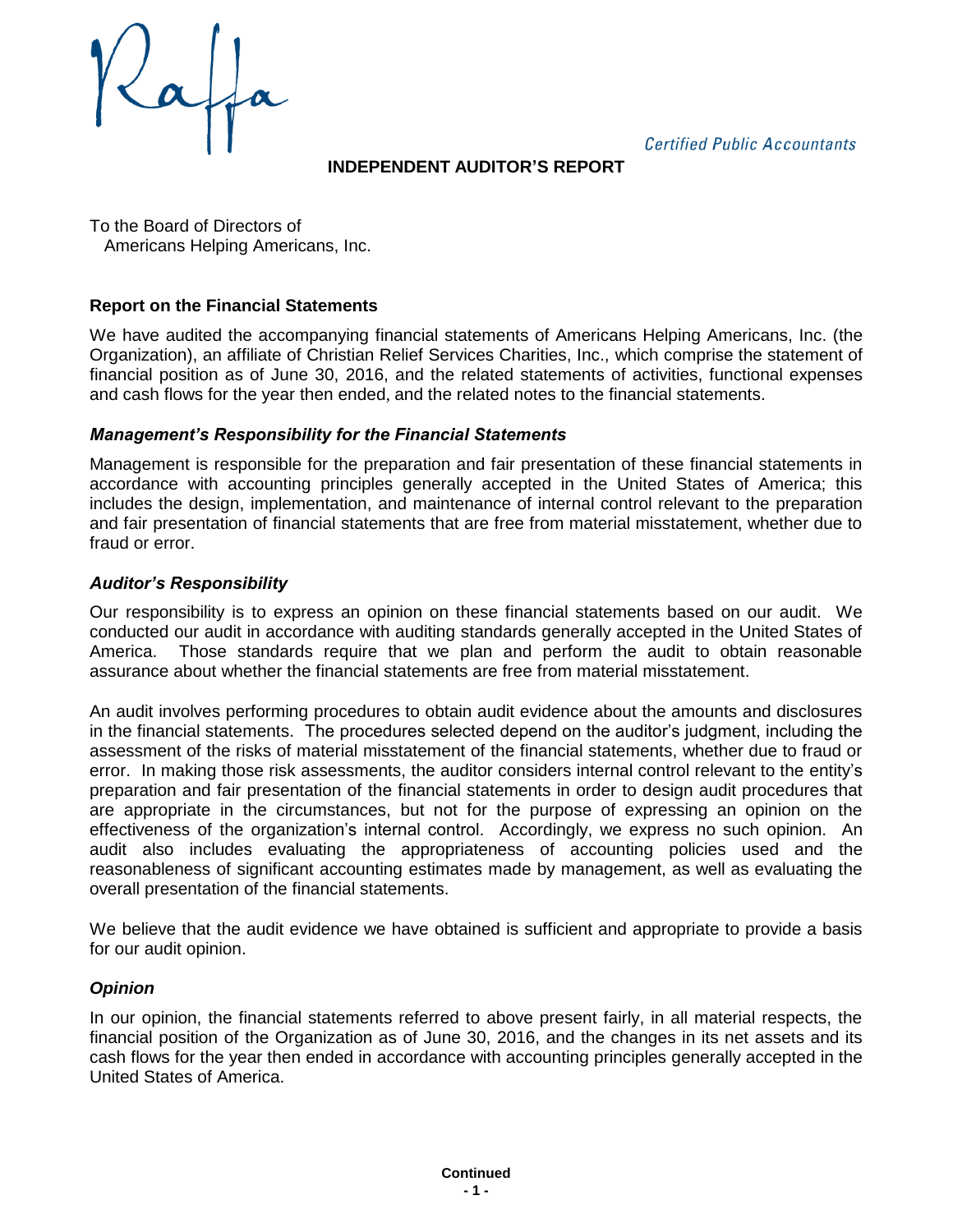Raffa

*Certified Public Accountants*

# INDEPENDENT AUDITOR'S REPORT

To the Board of Directors of
Americans Helping Americans, Inc.

## Report on the Financial Statements

We have audited the accompanying financial statements of Americans Helping Americans, Inc. (the Organization), an affiliate of Christian Relief Services Charities, Inc., which comprise the statement of financial position as of June 30, 2016, and the related statements of activities, functional expenses and cash flows for the year then ended, and the related notes to the financial statements.

### *Management's Responsibility for the Financial Statements*

Management is responsible for the preparation and fair presentation of these financial statements in accordance with accounting principles generally accepted in the United States of America; this includes the design, implementation, and maintenance of internal control relevant to the preparation and fair presentation of financial statements that are free from material misstatement, whether due to fraud or error.

### *Auditor's Responsibility*

Our responsibility is to express an opinion on these financial statements based on our audit. We conducted our audit in accordance with auditing standards generally accepted in the United States of America. Those standards require that we plan and perform the audit to obtain reasonable assurance about whether the financial statements are free from material misstatement.

An audit involves performing procedures to obtain audit evidence about the amounts and disclosures in the financial statements. The procedures selected depend on the auditor's judgment, including the assessment of the risks of material misstatement of the financial statements, whether due to fraud or error. In making those risk assessments, the auditor considers internal control relevant to the entity's preparation and fair presentation of the financial statements in order to design audit procedures that are appropriate in the circumstances, but not for the purpose of expressing an opinion on the effectiveness of the organization's internal control. Accordingly, we express no such opinion. An audit also includes evaluating the appropriateness of accounting policies used and the reasonableness of significant accounting estimates made by management, as well as evaluating the overall presentation of the financial statements.

We believe that the audit evidence we have obtained is sufficient and appropriate to provide a basis for our audit opinion.

### *Opinion*

In our opinion, the financial statements referred to above present fairly, in all material respects, the financial position of the Organization as of June 30, 2016, and the changes in its net assets and its cash flows for the year then ended in accordance with accounting principles generally accepted in the United States of America.

**Continued**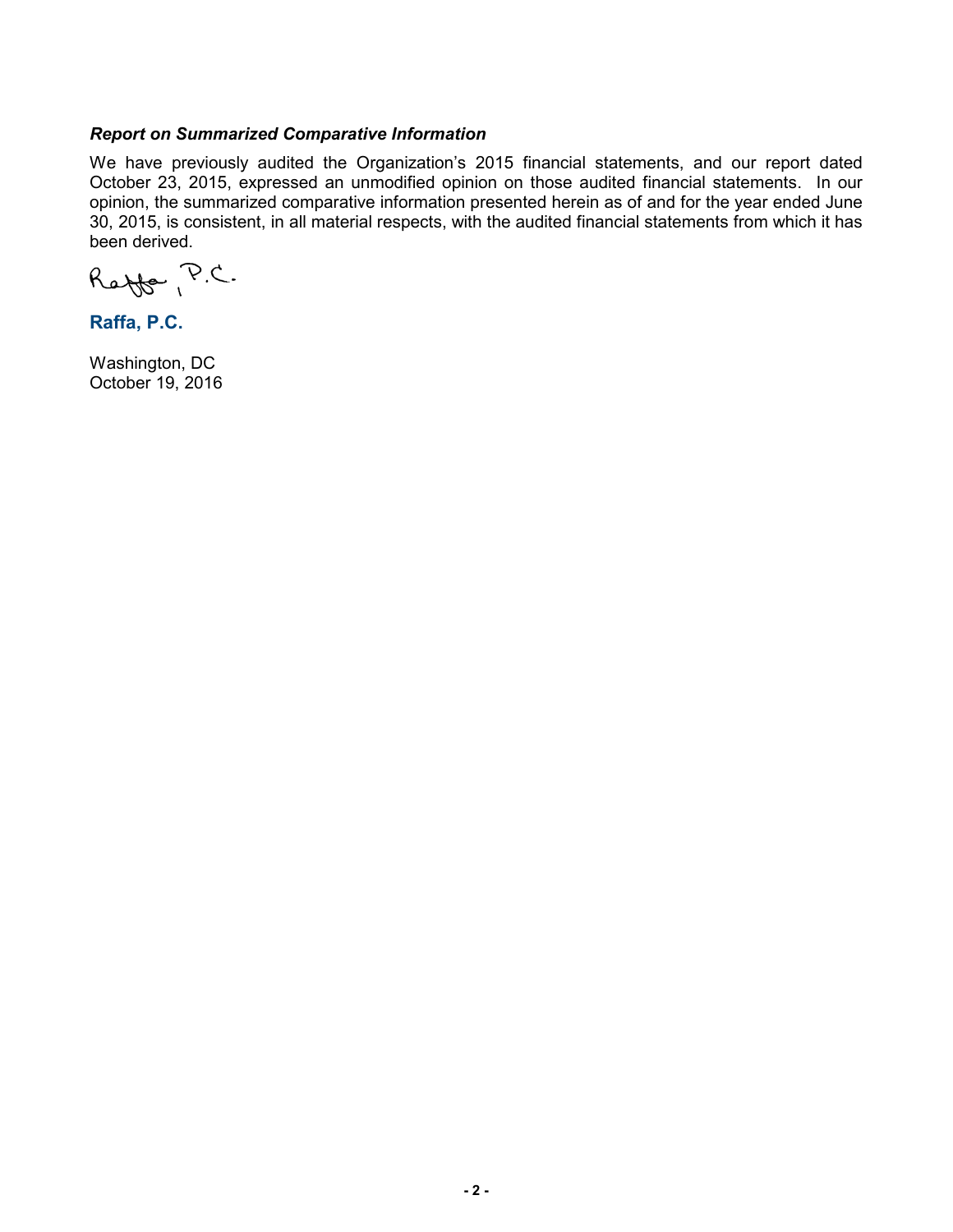### *Report on Summarized Comparative Information*

We have previously audited the Organization's 2015 financial statements, and our report dated October 23, 2015, expressed an unmodified opinion on those audited financial statements. In our opinion, the summarized comparative information presented herein as of and for the year ended June 30, 2015, is consistent, in all material respects, with the audited financial statements from which it has been derived.

Raffa, P.C.

**Raffa, P.C.**

Washington, DC
October 19, 2016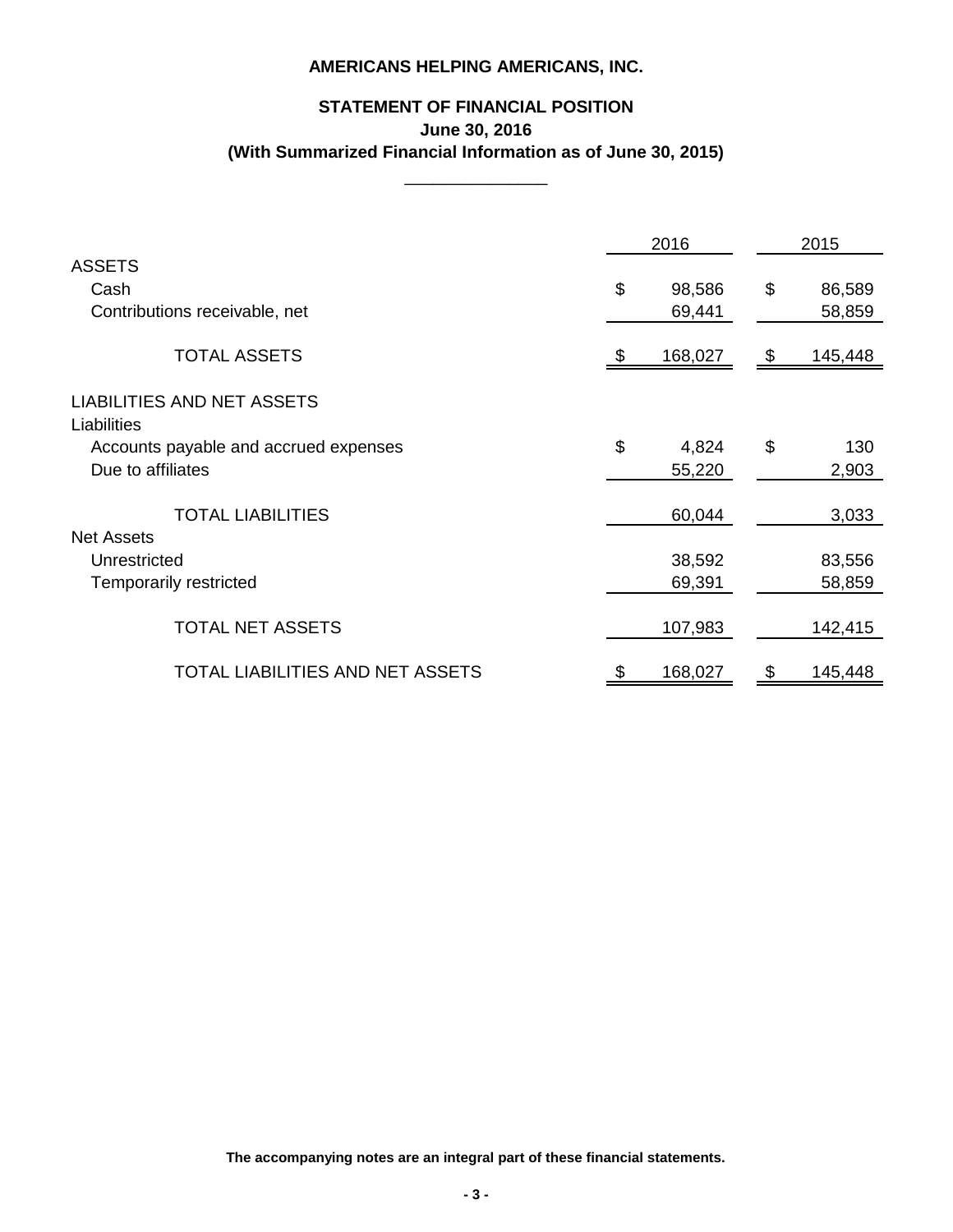**AMERICANS HELPING AMERICANS, INC.**

**STATEMENT OF FINANCIAL POSITION**
**June 30, 2016**
**(With Summarized Financial Information as of June 30, 2015)**

| | 2016 | 2015 |
|---|---|---|
| ASSETS | | |
| Cash | $ 98,586 | $ 86,589 |
| Contributions receivable, net | 69,441 | 58,859 |
| TOTAL ASSETS | $ 168,027 | $ 145,448 |
| LIABILITIES AND NET ASSETS | | |
| Liabilities | | |
| Accounts payable and accrued expenses | $ 4,824 | $ 130 |
| Due to affiliates | 55,220 | 2,903 |
| TOTAL LIABILITIES | 60,044 | 3,033 |
| Net Assets | | |
| Unrestricted | 38,592 | 83,556 |
| Temporarily restricted | 69,391 | 58,859 |
| TOTAL NET ASSETS | 107,983 | 142,415 |
| TOTAL LIABILITIES AND NET ASSETS | $ 168,027 | $ 145,448 |

**The accompanying notes are an integral part of these financial statements.**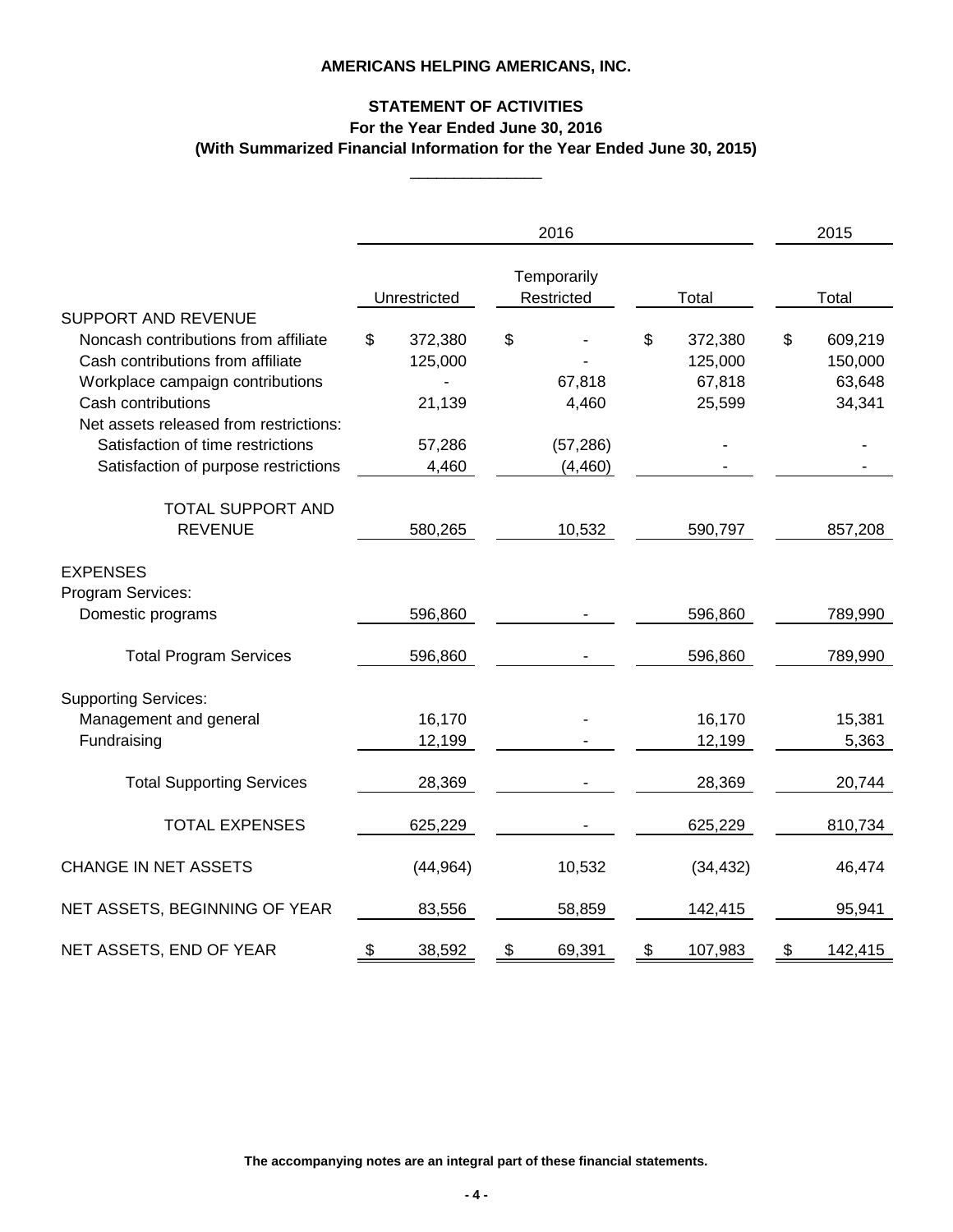**AMERICANS HELPING AMERICANS, INC.**

**STATEMENT OF ACTIVITIES**
**For the Year Ended June 30, 2016**
**(With Summarized Financial Information for the Year Ended June 30, 2015)**

| | 2016 | | | 2015 |
|---|---|---|---|---|
| | Unrestricted | Temporarily Restricted | Total | Total |
| SUPPORT AND REVENUE | | | | |
| Noncash contributions from affiliate | $ 372,380 | $ - | $ 372,380 | $ 609,219 |
| Cash contributions from affiliate | 125,000 | - | 125,000 | 150,000 |
| Workplace campaign contributions | - | 67,818 | 67,818 | 63,648 |
| Cash contributions | 21,139 | 4,460 | 25,599 | 34,341 |
| Net assets released from restrictions: | | | | |
| Satisfaction of time restrictions | 57,286 | (57,286) | - | - |
| Satisfaction of purpose restrictions | 4,460 | (4,460) | - | - |
| TOTAL SUPPORT AND REVENUE | 580,265 | 10,532 | 590,797 | 857,208 |
| EXPENSES | | | | |
| Program Services: | | | | |
| Domestic programs | 596,860 | - | 596,860 | 789,990 |
| Total Program Services | 596,860 | - | 596,860 | 789,990 |
| Supporting Services: | | | | |
| Management and general | 16,170 | - | 16,170 | 15,381 |
| Fundraising | 12,199 | - | 12,199 | 5,363 |
| Total Supporting Services | 28,369 | - | 28,369 | 20,744 |
| TOTAL EXPENSES | 625,229 | - | 625,229 | 810,734 |
| CHANGE IN NET ASSETS | (44,964) | 10,532 | (34,432) | 46,474 |
| NET ASSETS, BEGINNING OF YEAR | 83,556 | 58,859 | 142,415 | 95,941 |
| NET ASSETS, END OF YEAR | $ 38,592 | $ 69,391 | $ 107,983 | $ 142,415 |

**The accompanying notes are an integral part of these financial statements.**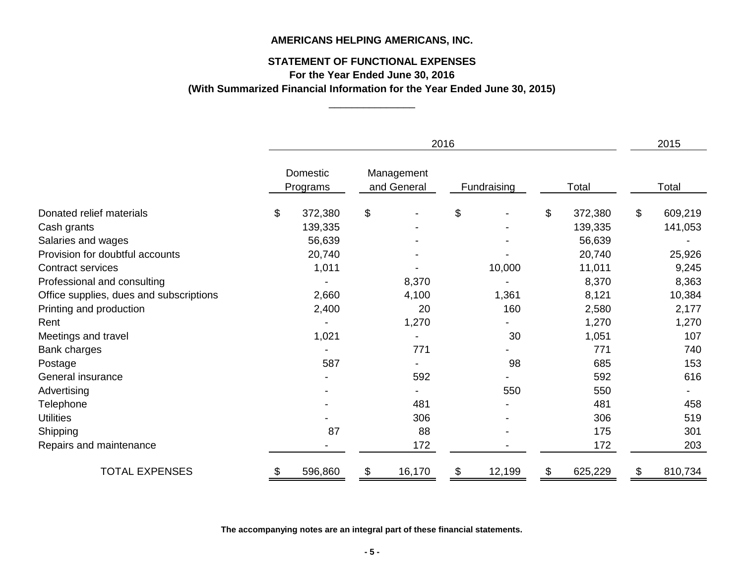**AMERICANS HELPING AMERICANS, INC.**

**STATEMENT OF FUNCTIONAL EXPENSES**
**For the Year Ended June 30, 2016**
**(With Summarized Financial Information for the Year Ended June 30, 2015)**

| | 2016 | | | | 2015 |
|---|---|---|---|---|---|
| | Domestic Programs | Management and General | Fundraising | Total | Total |
| Donated relief materials | $ 372,380 | $ - | $ - | $ 372,380 | $ 609,219 |
| Cash grants | 139,335 | - | - | 139,335 | 141,053 |
| Salaries and wages | 56,639 | - | - | 56,639 | - |
| Provision for doubtful accounts | 20,740 | - | - | 20,740 | 25,926 |
| Contract services | 1,011 | - | 10,000 | 11,011 | 9,245 |
| Professional and consulting | - | 8,370 | - | 8,370 | 8,363 |
| Office supplies, dues and subscriptions | 2,660 | 4,100 | 1,361 | 8,121 | 10,384 |
| Printing and production | 2,400 | 20 | 160 | 2,580 | 2,177 |
| Rent | - | 1,270 | - | 1,270 | 1,270 |
| Meetings and travel | 1,021 | - | 30 | 1,051 | 107 |
| Bank charges | - | 771 | - | 771 | 740 |
| Postage | 587 | - | 98 | 685 | 153 |
| General insurance | - | 592 | - | 592 | 616 |
| Advertising | - | - | 550 | 550 | - |
| Telephone | - | 481 | - | 481 | 458 |
| Utilities | - | 306 | - | 306 | 519 |
| Shipping | 87 | 88 | - | 175 | 301 |
| Repairs and maintenance | - | 172 | - | 172 | 203 |
| TOTAL EXPENSES | $ 596,860 | $ 16,170 | $ 12,199 | $ 625,229 | $ 810,734 |

**The accompanying notes are an integral part of these financial statements.**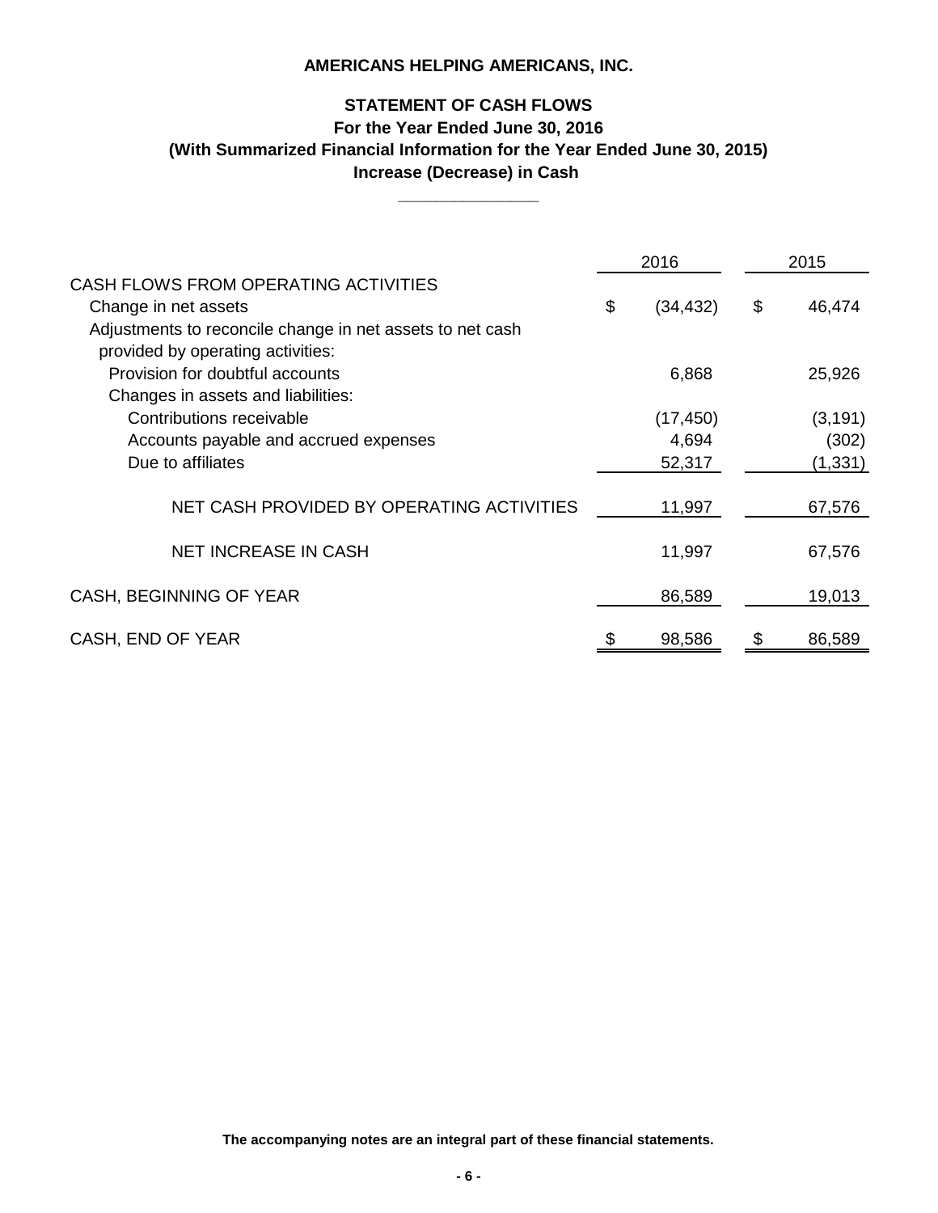# AMERICANS HELPING AMERICANS, INC.

## STATEMENT OF CASH FLOWS
### For the Year Ended June 30, 2016
### (With Summarized Financial Information for the Year Ended June 30, 2015)
### Increase (Decrease) in Cash

| | 2016 | 2015 |
|---|---|---|
| CASH FLOWS FROM OPERATING ACTIVITIES | | |
| Change in net assets | $ (34,432) | $ 46,474 |
| Adjustments to reconcile change in net assets to net cash provided by operating activities: | | |
| Provision for doubtful accounts | 6,868 | 25,926 |
| Changes in assets and liabilities: | | |
| Contributions receivable | (17,450) | (3,191) |
| Accounts payable and accrued expenses | 4,694 | (302) |
| Due to affiliates | 52,317 | (1,331) |
| NET CASH PROVIDED BY OPERATING ACTIVITIES | 11,997 | 67,576 |
| NET INCREASE IN CASH | 11,997 | 67,576 |
| CASH, BEGINNING OF YEAR | 86,589 | 19,013 |
| CASH, END OF YEAR | $ 98,586 | $ 86,589 |

**The accompanying notes are an integral part of these financial statements.**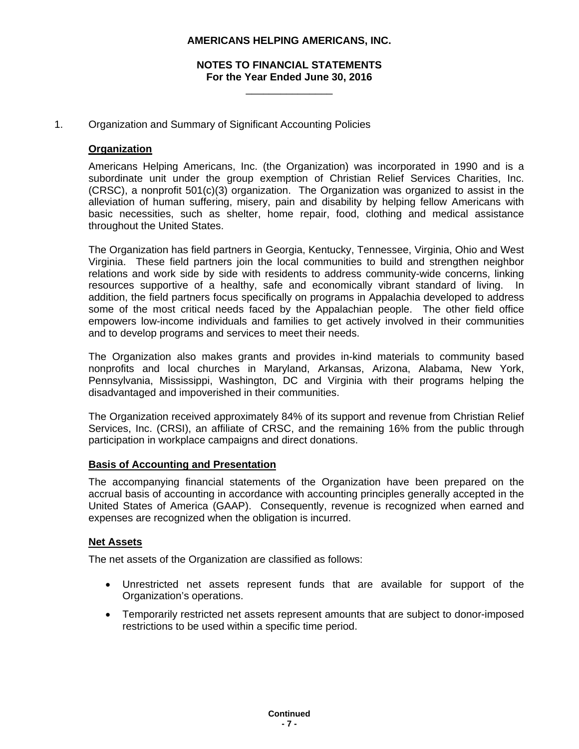# AMERICANS HELPING AMERICANS, INC.

## NOTES TO FINANCIAL STATEMENTS
### For the Year Ended June 30, 2016

1. Organization and Summary of Significant Accounting Policies

**Organization**

Americans Helping Americans, Inc. (the Organization) was incorporated in 1990 and is a subordinate unit under the group exemption of Christian Relief Services Charities, Inc. (CRSC), a nonprofit 501(c)(3) organization. The Organization was organized to assist in the alleviation of human suffering, misery, pain and disability by helping fellow Americans with basic necessities, such as shelter, home repair, food, clothing and medical assistance throughout the United States.

The Organization has field partners in Georgia, Kentucky, Tennessee, Virginia, Ohio and West Virginia. These field partners join the local communities to build and strengthen neighbor relations and work side by side with residents to address community-wide concerns, linking resources supportive of a healthy, safe and economically vibrant standard of living. In addition, the field partners focus specifically on programs in Appalachia developed to address some of the most critical needs faced by the Appalachian people. The other field office empowers low-income individuals and families to get actively involved in their communities and to develop programs and services to meet their needs.

The Organization also makes grants and provides in-kind materials to community based nonprofits and local churches in Maryland, Arkansas, Arizona, Alabama, New York, Pennsylvania, Mississippi, Washington, DC and Virginia with their programs helping the disadvantaged and impoverished in their communities.

The Organization received approximately 84% of its support and revenue from Christian Relief Services, Inc. (CRSI), an affiliate of CRSC, and the remaining 16% from the public through participation in workplace campaigns and direct donations.

**Basis of Accounting and Presentation**

The accompanying financial statements of the Organization have been prepared on the accrual basis of accounting in accordance with accounting principles generally accepted in the United States of America (GAAP). Consequently, revenue is recognized when earned and expenses are recognized when the obligation is incurred.

**Net Assets**

The net assets of the Organization are classified as follows:

- Unrestricted net assets represent funds that are available for support of the Organization's operations.
- Temporarily restricted net assets represent amounts that are subject to donor-imposed restrictions to be used within a specific time period.

Continued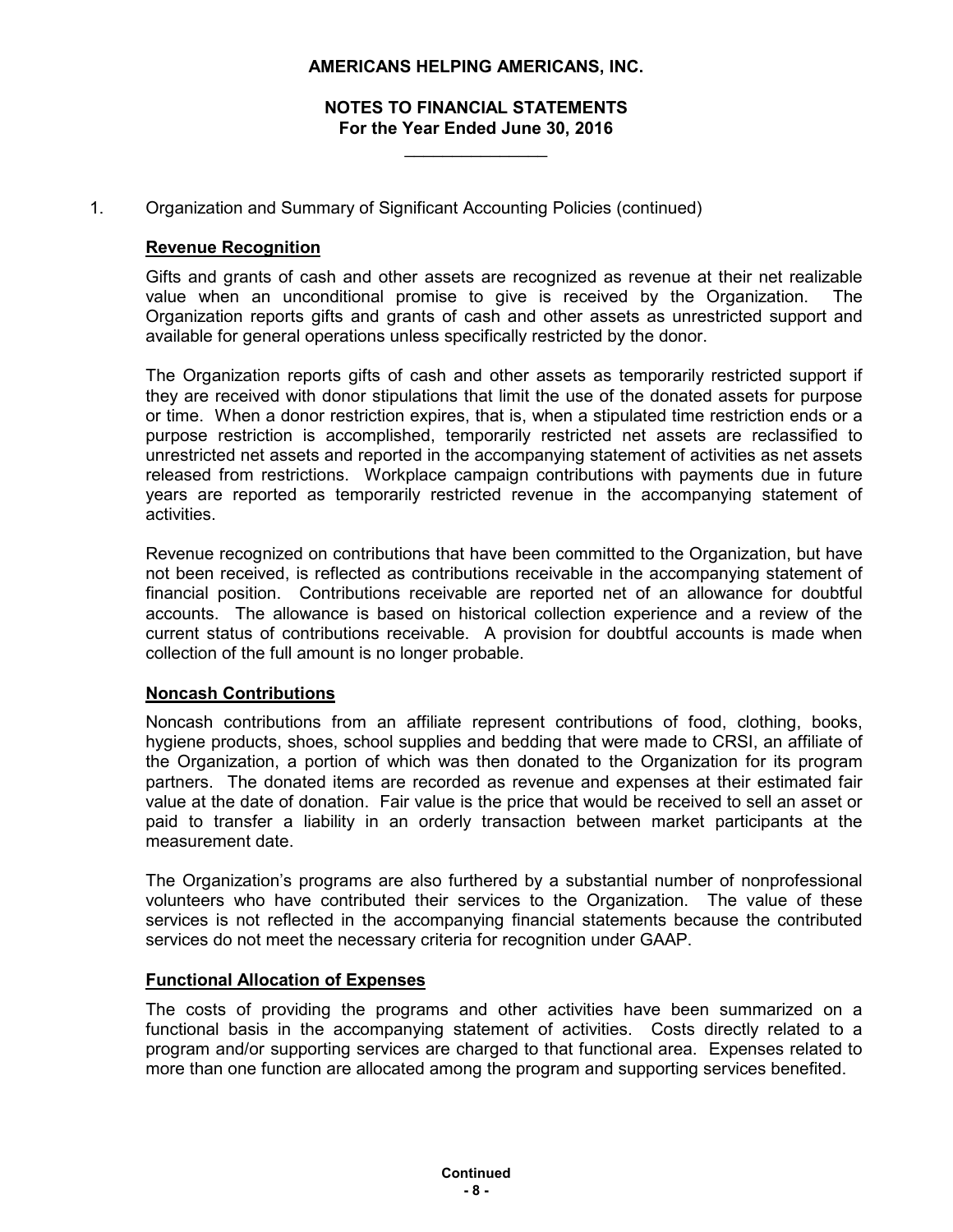1. Organization and Summary of Significant Accounting Policies (continued)

**Revenue Recognition**

Gifts and grants of cash and other assets are recognized as revenue at their net realizable value when an unconditional promise to give is received by the Organization. The Organization reports gifts and grants of cash and other assets as unrestricted support and available for general operations unless specifically restricted by the donor.

The Organization reports gifts of cash and other assets as temporarily restricted support if they are received with donor stipulations that limit the use of the donated assets for purpose or time. When a donor restriction expires, that is, when a stipulated time restriction ends or a purpose restriction is accomplished, temporarily restricted net assets are reclassified to unrestricted net assets and reported in the accompanying statement of activities as net assets released from restrictions. Workplace campaign contributions with payments due in future years are reported as temporarily restricted revenue in the accompanying statement of activities.

Revenue recognized on contributions that have been committed to the Organization, but have not been received, is reflected as contributions receivable in the accompanying statement of financial position. Contributions receivable are reported net of an allowance for doubtful accounts. The allowance is based on historical collection experience and a review of the current status of contributions receivable. A provision for doubtful accounts is made when collection of the full amount is no longer probable.

**Noncash Contributions**

Noncash contributions from an affiliate represent contributions of food, clothing, books, hygiene products, shoes, school supplies and bedding that were made to CRSI, an affiliate of the Organization, a portion of which was then donated to the Organization for its program partners. The donated items are recorded as revenue and expenses at their estimated fair value at the date of donation. Fair value is the price that would be received to sell an asset or paid to transfer a liability in an orderly transaction between market participants at the measurement date.

The Organization's programs are also furthered by a substantial number of nonprofessional volunteers who have contributed their services to the Organization. The value of these services is not reflected in the accompanying financial statements because the contributed services do not meet the necessary criteria for recognition under GAAP.

**Functional Allocation of Expenses**

The costs of providing the programs and other activities have been summarized on a functional basis in the accompanying statement of activities. Costs directly related to a program and/or supporting services are charged to that functional area. Expenses related to more than one function are allocated among the program and supporting services benefited.

Continued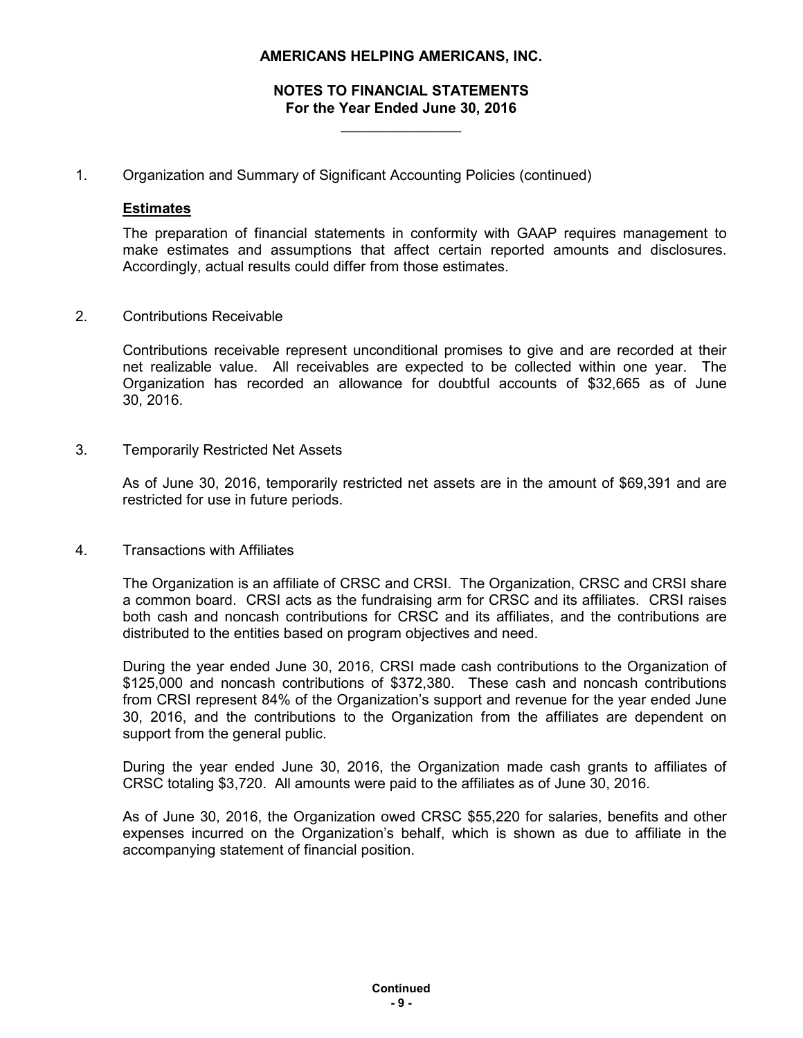AMERICANS HELPING AMERICANS, INC.

NOTES TO FINANCIAL STATEMENTS
For the Year Ended June 30, 2016

1. Organization and Summary of Significant Accounting Policies (continued)

**Estimates**

The preparation of financial statements in conformity with GAAP requires management to make estimates and assumptions that affect certain reported amounts and disclosures. Accordingly, actual results could differ from those estimates.

2. Contributions Receivable

Contributions receivable represent unconditional promises to give and are recorded at their net realizable value. All receivables are expected to be collected within one year. The Organization has recorded an allowance for doubtful accounts of $32,665 as of June 30, 2016.

3. Temporarily Restricted Net Assets

As of June 30, 2016, temporarily restricted net assets are in the amount of $69,391 and are restricted for use in future periods.

4. Transactions with Affiliates

The Organization is an affiliate of CRSC and CRSI. The Organization, CRSC and CRSI share a common board. CRSI acts as the fundraising arm for CRSC and its affiliates. CRSI raises both cash and noncash contributions for CRSC and its affiliates, and the contributions are distributed to the entities based on program objectives and need.

During the year ended June 30, 2016, CRSI made cash contributions to the Organization of $125,000 and noncash contributions of $372,380. These cash and noncash contributions from CRSI represent 84% of the Organization's support and revenue for the year ended June 30, 2016, and the contributions to the Organization from the affiliates are dependent on support from the general public.

During the year ended June 30, 2016, the Organization made cash grants to affiliates of CRSC totaling $3,720. All amounts were paid to the affiliates as of June 30, 2016.

As of June 30, 2016, the Organization owed CRSC $55,220 for salaries, benefits and other expenses incurred on the Organization's behalf, which is shown as due to affiliate in the accompanying statement of financial position.

Continued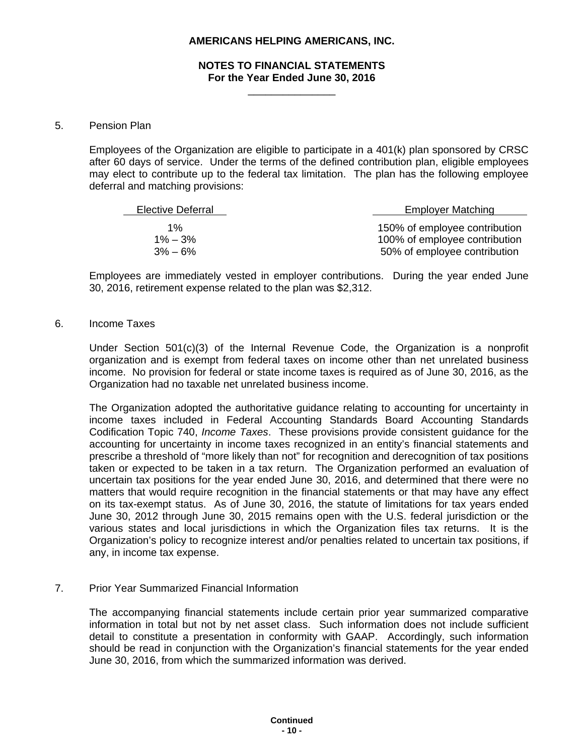**AMERICANS HELPING AMERICANS, INC.**

**NOTES TO FINANCIAL STATEMENTS**
**For the Year Ended June 30, 2016**

5. Pension Plan

Employees of the Organization are eligible to participate in a 401(k) plan sponsored by CRSC after 60 days of service. Under the terms of the defined contribution plan, eligible employees may elect to contribute up to the federal tax limitation. The plan has the following employee deferral and matching provisions:

| Elective Deferral | Employer Matching |
|---|---|
| 1% | 150% of employee contribution |
| 1% – 3% | 100% of employee contribution |
| 3% – 6% | 50% of employee contribution |

Employees are immediately vested in employer contributions. During the year ended June 30, 2016, retirement expense related to the plan was $2,312.

6. Income Taxes

Under Section 501(c)(3) of the Internal Revenue Code, the Organization is a nonprofit organization and is exempt from federal taxes on income other than net unrelated business income. No provision for federal or state income taxes is required as of June 30, 2016, as the Organization had no taxable net unrelated business income.

The Organization adopted the authoritative guidance relating to accounting for uncertainty in income taxes included in Federal Accounting Standards Board Accounting Standards Codification Topic 740, *Income Taxes*. These provisions provide consistent guidance for the accounting for uncertainty in income taxes recognized in an entity's financial statements and prescribe a threshold of "more likely than not" for recognition and derecognition of tax positions taken or expected to be taken in a tax return. The Organization performed an evaluation of uncertain tax positions for the year ended June 30, 2016, and determined that there were no matters that would require recognition in the financial statements or that may have any effect on its tax-exempt status. As of June 30, 2016, the statute of limitations for tax years ended June 30, 2012 through June 30, 2015 remains open with the U.S. federal jurisdiction or the various states and local jurisdictions in which the Organization files tax returns. It is the Organization's policy to recognize interest and/or penalties related to uncertain tax positions, if any, in income tax expense.

7. Prior Year Summarized Financial Information

The accompanying financial statements include certain prior year summarized comparative information in total but not by net asset class. Such information does not include sufficient detail to constitute a presentation in conformity with GAAP. Accordingly, such information should be read in conjunction with the Organization's financial statements for the year ended June 30, 2016, from which the summarized information was derived.

**Continued**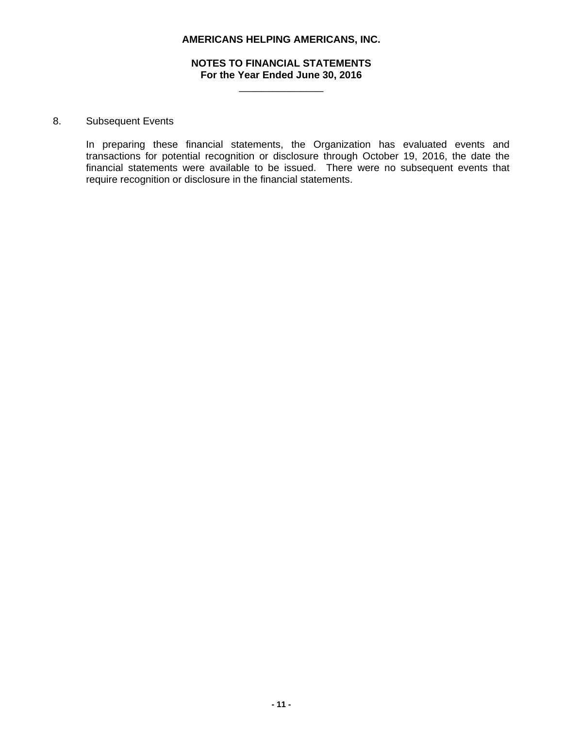**AMERICANS HELPING AMERICANS, INC.**

**NOTES TO FINANCIAL STATEMENTS**
**For the Year Ended June 30, 2016**

8. Subsequent Events

In preparing these financial statements, the Organization has evaluated events and transactions for potential recognition or disclosure through October 19, 2016, the date the financial statements were available to be issued. There were no subsequent events that require recognition or disclosure in the financial statements.